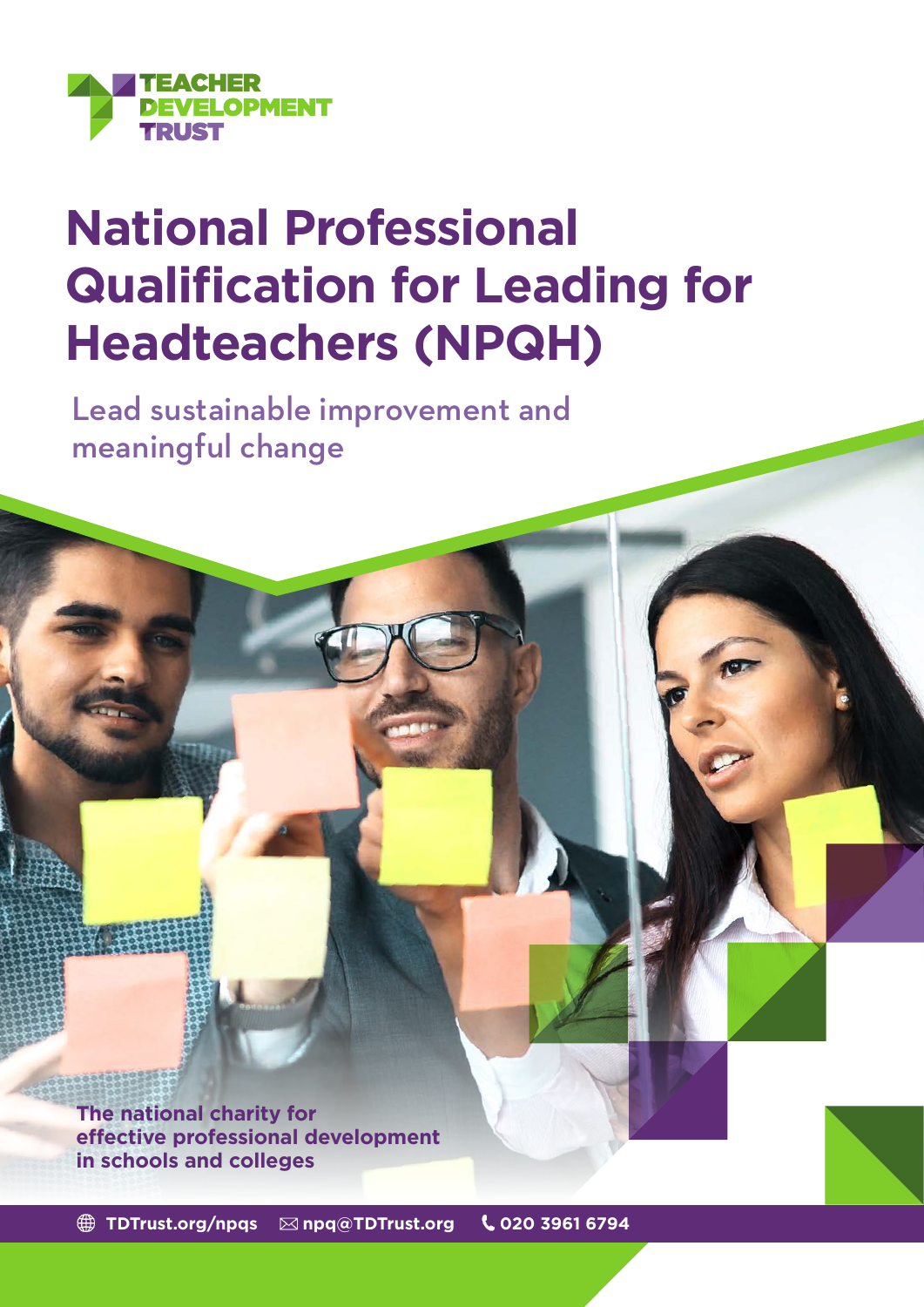TEACHER DEVELOPMENT TRUST

# National Professional Qualification for Leading for Headteachers (NPQH)

Lead sustainable improvement and meaningful change

**The national charity for effective professional development in schools and colleges**

TDTrust.org/npqs npq@TDTrust.org 020 3961 6794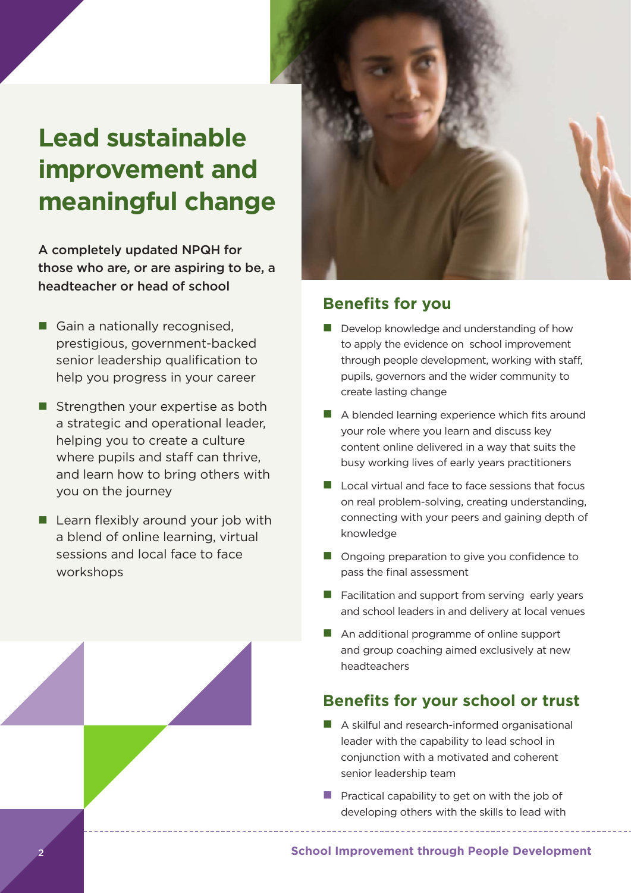# Lead sustainable improvement and meaningful change

**A completely updated NPQH for those who are, or are aspiring to be, a headteacher or head of school**

- Gain a nationally recognised, prestigious, government-backed senior leadership qualification to help you progress in your career
- Strengthen your expertise as both a strategic and operational leader, helping you to create a culture where pupils and staff can thrive, and learn how to bring others with you on the journey
- Learn flexibly around your job with a blend of online learning, virtual sessions and local face to face workshops

## Benefits for you

- Develop knowledge and understanding of how to apply the evidence on school improvement through people development, working with staff, pupils, governors and the wider community to create lasting change
- A blended learning experience which fits around your role where you learn and discuss key content online delivered in a way that suits the busy working lives of early years practitioners
- Local virtual and face to face sessions that focus on real problem-solving, creating understanding, connecting with your peers and gaining depth of knowledge
- Ongoing preparation to give you confidence to pass the final assessment
- Facilitation and support from serving early years and school leaders in and delivery at local venues
- An additional programme of online support and group coaching aimed exclusively at new headteachers

## Benefits for your school or trust

- A skilful and research-informed organisational leader with the capability to lead school in conjunction with a motivated and coherent senior leadership team
- Practical capability to get on with the job of developing others with the skills to lead with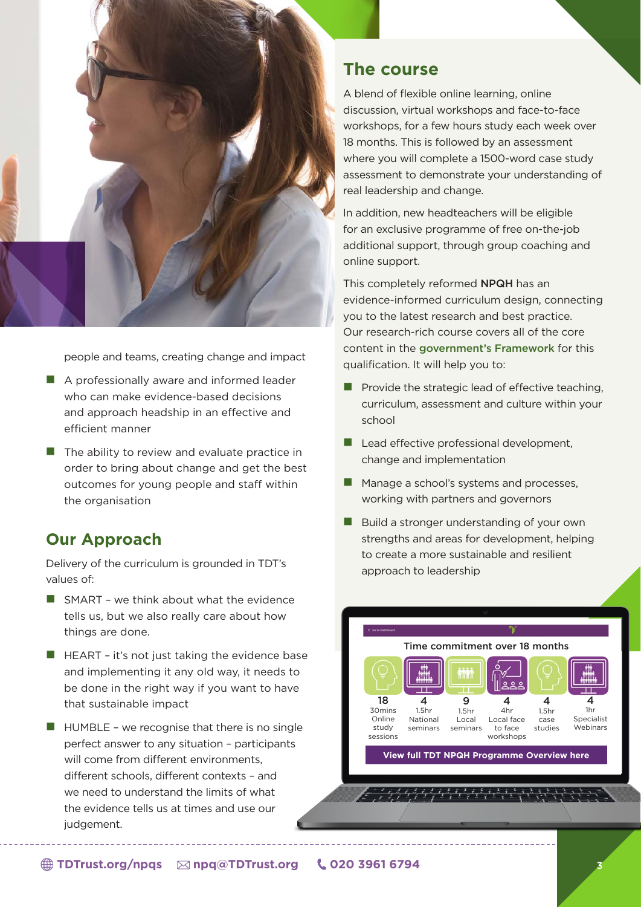people and teams, creating change and impact

- A professionally aware and informed leader who can make evidence-based decisions and approach headship in an effective and efficient manner
- The ability to review and evaluate practice in order to bring about change and get the best outcomes for young people and staff within the organisation

## Our Approach

Delivery of the curriculum is grounded in TDT's values of:

- SMART – we think about what the evidence tells us, but we also really care about how things are done.
- HEART – it's not just taking the evidence base and implementing it any old way, it needs to be done in the right way if you want to have that sustainable impact
- HUMBLE – we recognise that there is no single perfect answer to any situation – participants will come from different environments, different schools, different contexts – and we need to understand the limits of what the evidence tells us at times and use our judgement.

## The course

A blend of flexible online learning, online discussion, virtual workshops and face-to-face workshops, for a few hours study each week over 18 months. This is followed by an assessment where you will complete a 1500-word case study assessment to demonstrate your understanding of real leadership and change.

In addition, new headteachers will be eligible for an exclusive programme of free on-the-job additional support, through group coaching and online support.

This completely reformed **NPQH** has an evidence-informed curriculum design, connecting you to the latest research and best practice. Our research-rich course covers all of the core content in the **government's Framework** for this qualification. It will help you to:

- Provide the strategic lead of effective teaching, curriculum, assessment and culture within your school
- Lead effective professional development, change and implementation
- Manage a school's systems and processes, working with partners and governors
- Build a stronger understanding of your own strengths and areas for development, helping to create a more sustainable and resilient approach to leadership

Time commitment over 18 months

18 – 30mins Online study sessions
4 – 1.5hr National seminars
9 – 1.5hr Local seminars
4 – 4hr Local face to face workshops
4 – 1.5hr case studies
4 – 1hr Specialist Webinars

**View full TDT NPQH Programme Overview here**

TDTrust.org/npqs npq@TDTrust.org 020 3961 6794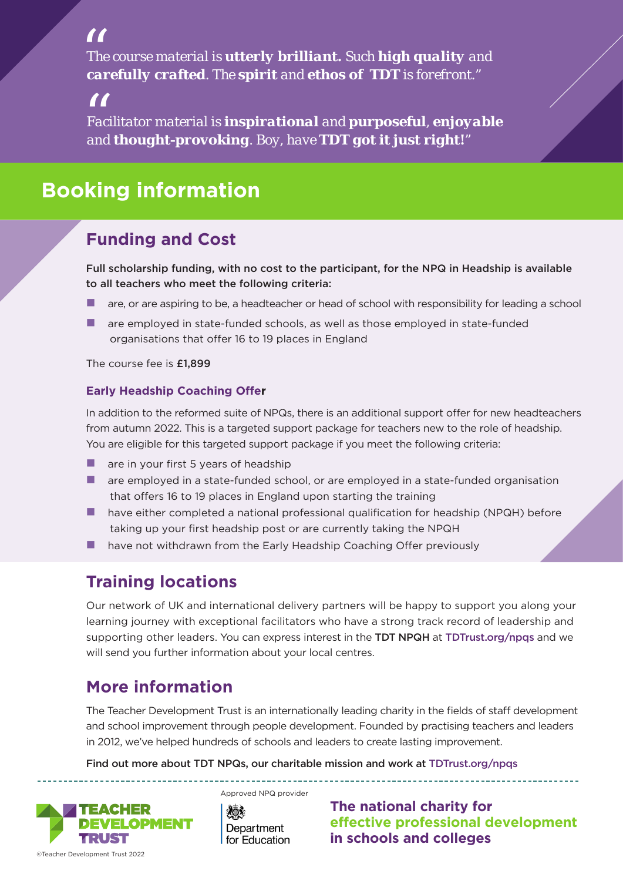> "The course material is **utterly brilliant.** Such **high quality** and **carefully crafted**. The **spirit** and **ethos of TDT** is forefront."

> "Facilitator material is **inspirational** and **purposeful**, **enjoyable** and **thought-provoking**. Boy, have **TDT got it just right!**"

# Booking information

## Funding and Cost

**Full scholarship funding, with no cost to the participant, for the NPQ in Headship is available to all teachers who meet the following criteria:**

- are, or are aspiring to be, a headteacher or head of school with responsibility for leading a school
- are employed in state-funded schools, as well as those employed in state-funded organisations that offer 16 to 19 places in England

The course fee is **£1,899**

### Early Headship Coaching Offer

In addition to the reformed suite of NPQs, there is an additional support offer for new headteachers from autumn 2022. This is a targeted support package for teachers new to the role of headship. You are eligible for this targeted support package if you meet the following criteria:

- are in your first 5 years of headship
- are employed in a state-funded school, or are employed in a state-funded organisation that offers 16 to 19 places in England upon starting the training
- have either completed a national professional qualification for headship (NPQH) before taking up your first headship post or are currently taking the NPQH
- have not withdrawn from the Early Headship Coaching Offer previously

## Training locations

Our network of UK and international delivery partners will be happy to support you along your learning journey with exceptional facilitators who have a strong track record of leadership and supporting other leaders. You can express interest in the TDT NPQH at TDTrust.org/npqs and we will send you further information about your local centres.

## More information

The Teacher Development Trust is an internationally leading charity in the fields of staff development and school improvement through people development. Founded by practising teachers and leaders in 2012, we've helped hundreds of schools and leaders to create lasting improvement.

**Find out more about TDT NPQs, our charitable mission and work at** TDTrust.org/npqs

TEACHER DEVELOPMENT TRUST

Approved NPQ provider

Department for Education

**The national charity for effective professional development in schools and colleges**

©Teacher Development Trust 2022